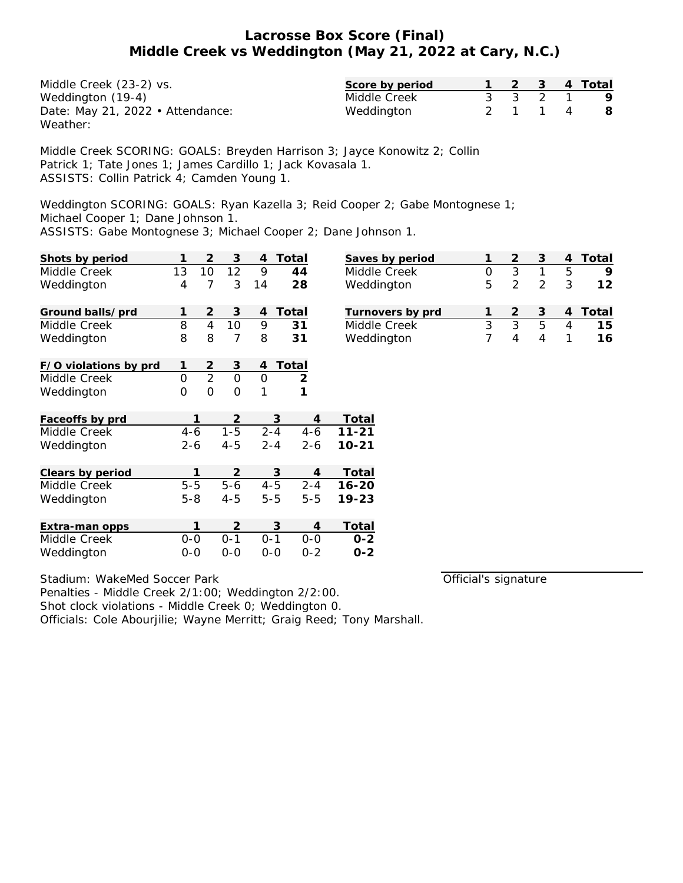# Lacrosse Box Score (Final)
## Middle Creek vs Weddington (May 21, 2022 at Cary, N.C.)

Middle Creek (23-2) vs.
Weddington (19-4)
Date: May 21, 2022 • Attendance:
Weather:

| Score by period | 1 | 2 | 3 | 4 | Total |
|---|---|---|---|---|---|
| Middle Creek | 3 | 3 | 2 | 1 | **9** |
| Weddington | 2 | 1 | 1 | 4 | **8** |

Middle Creek SCORING: GOALS: Breyden Harrison 3; Jayce Konowitz 2; Collin Patrick 1; Tate Jones 1; James Cardillo 1; Jack Kovasala 1.
ASSISTS: Collin Patrick 4; Camden Young 1.

Weddington SCORING: GOALS: Ryan Kazella 3; Reid Cooper 2; Gabe Montognese 1; Michael Cooper 1; Dane Johnson 1.
ASSISTS: Gabe Montognese 3; Michael Cooper 2; Dane Johnson 1.

| Shots by period | 1 | 2 | 3 | 4 | Total |
|---|---|---|---|---|---|
| Middle Creek | 13 | 10 | 12 | 9 | **44** |
| Weddington | 4 | 7 | 3 | 14 | **28** |

| Saves by period | 1 | 2 | 3 | 4 | Total |
|---|---|---|---|---|---|
| Middle Creek | 0 | 3 | 1 | 5 | **9** |
| Weddington | 5 | 2 | 2 | 3 | **12** |

| Ground balls/prd | 1 | 2 | 3 | 4 | Total |
|---|---|---|---|---|---|
| Middle Creek | 8 | 4 | 10 | 9 | **31** |
| Weddington | 8 | 8 | 7 | 8 | **31** |

| Turnovers by prd | 1 | 2 | 3 | 4 | Total |
|---|---|---|---|---|---|
| Middle Creek | 3 | 3 | 5 | 4 | **15** |
| Weddington | 7 | 4 | 4 | 1 | **16** |

| F/O violations by prd | 1 | 2 | 3 | 4 | Total |
|---|---|---|---|---|---|
| Middle Creek | 0 | 2 | 0 | 0 | **2** |
| Weddington | 0 | 0 | 0 | 1 | **1** |

| Faceoffs by prd | 1 | 2 | 3 | 4 | Total |
|---|---|---|---|---|---|
| Middle Creek | 4-6 | 1-5 | 2-4 | 4-6 | **11-21** |
| Weddington | 2-6 | 4-5 | 2-4 | 2-6 | **10-21** |

| Clears by period | 1 | 2 | 3 | 4 | Total |
|---|---|---|---|---|---|
| Middle Creek | 5-5 | 5-6 | 4-5 | 2-4 | **16-20** |
| Weddington | 5-8 | 4-5 | 5-5 | 5-5 | **19-23** |

| Extra-man opps | 1 | 2 | 3 | 4 | Total |
|---|---|---|---|---|---|
| Middle Creek | 0-0 | 0-1 | 0-1 | 0-0 | **0-2** |
| Weddington | 0-0 | 0-0 | 0-0 | 0-2 | **0-2** |

Stadium: WakeMed Soccer Park
Penalties - Middle Creek 2/1:00; Weddington 2/2:00.
Shot clock violations - Middle Creek 0; Weddington 0.
Officials: Cole Abourjilie; Wayne Merritt; Graig Reed; Tony Marshall.

Official's signature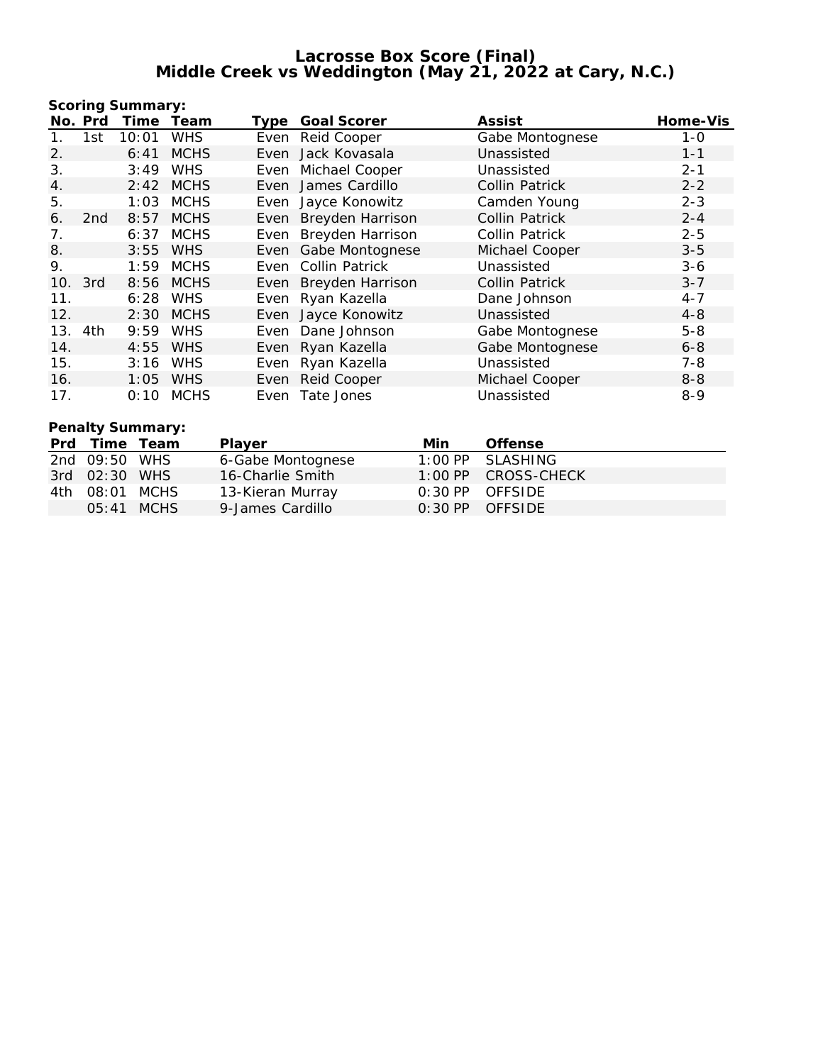# Lacrosse Box Score (Final)
## Middle Creek vs Weddington (May 21, 2022 at Cary, N.C.)

**Scoring Summary:**

| No. | Prd | Time | Team | Type | Goal Scorer | Assist | Home-Vis |
|---|---|---|---|---|---|---|---|
| 1. | 1st | 10:01 | WHS | Even | Reid Cooper | Gabe Montognese | 1-0 |
| 2. | | 6:41 | MCHS | Even | Jack Kovasala | Unassisted | 1-1 |
| 3. | | 3:49 | WHS | Even | Michael Cooper | Unassisted | 2-1 |
| 4. | | 2:42 | MCHS | Even | James Cardillo | Collin Patrick | 2-2 |
| 5. | | 1:03 | MCHS | Even | Jayce Konowitz | Camden Young | 2-3 |
| 6. | 2nd | 8:57 | MCHS | Even | Breyden Harrison | Collin Patrick | 2-4 |
| 7. | | 6:37 | MCHS | Even | Breyden Harrison | Collin Patrick | 2-5 |
| 8. | | 3:55 | WHS | Even | Gabe Montognese | Michael Cooper | 3-5 |
| 9. | | 1:59 | MCHS | Even | Collin Patrick | Unassisted | 3-6 |
| 10. | 3rd | 8:56 | MCHS | Even | Breyden Harrison | Collin Patrick | 3-7 |
| 11. | | 6:28 | WHS | Even | Ryan Kazella | Dane Johnson | 4-7 |
| 12. | | 2:30 | MCHS | Even | Jayce Konowitz | Unassisted | 4-8 |
| 13. | 4th | 9:59 | WHS | Even | Dane Johnson | Gabe Montognese | 5-8 |
| 14. | | 4:55 | WHS | Even | Ryan Kazella | Gabe Montognese | 6-8 |
| 15. | | 3:16 | WHS | Even | Ryan Kazella | Unassisted | 7-8 |
| 16. | | 1:05 | WHS | Even | Reid Cooper | Michael Cooper | 8-8 |
| 17. | | 0:10 | MCHS | Even | Tate Jones | Unassisted | 8-9 |

**Penalty Summary:**

| Prd | Time | Team | Player | Min | Offense |
|---|---|---|---|---|---|
| 2nd | 09:50 | WHS | 6-Gabe Montognese | 1:00 PP | SLASHING |
| 3rd | 02:30 | WHS | 16-Charlie Smith | 1:00 PP | CROSS-CHECK |
| 4th | 08:01 | MCHS | 13-Kieran Murray | 0:30 PP | OFFSIDE |
| | 05:41 | MCHS | 9-James Cardillo | 0:30 PP | OFFSIDE |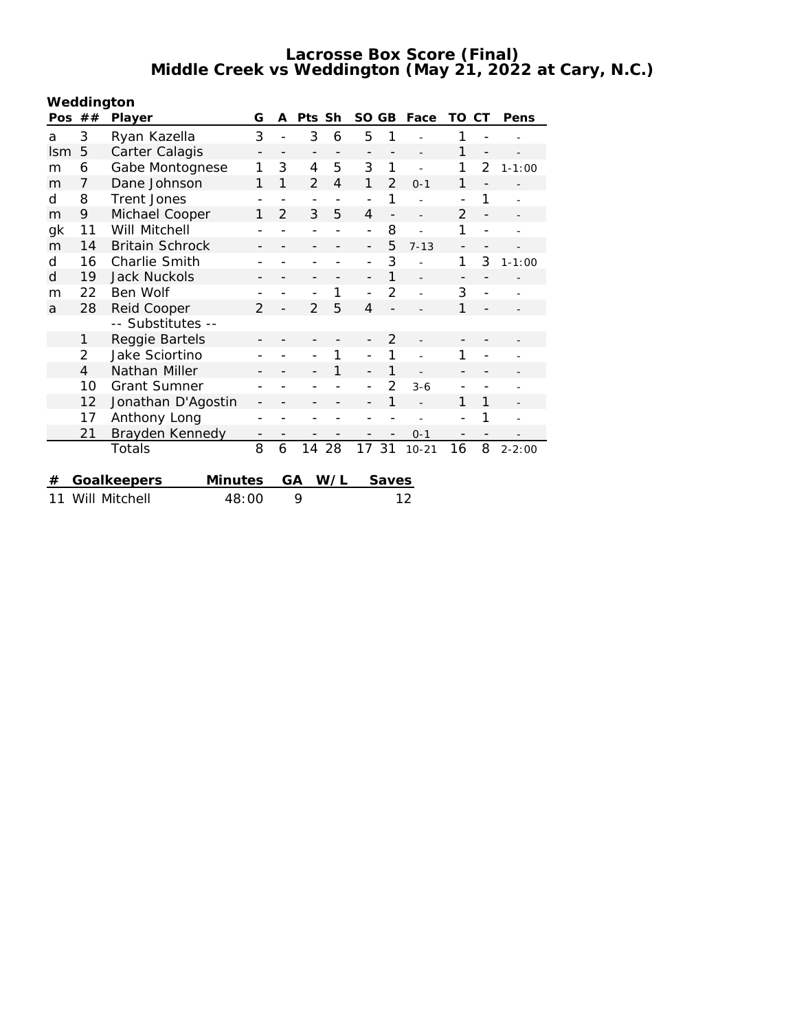# Lacrosse Box Score (Final)
## Middle Creek vs Weddington (May 21, 2022 at Cary, N.C.)

**Weddington**

| Pos | ## | Player | G | A | Pts | Sh | SO | GB | Face | TO | CT | Pens |
|---|---|---|---|---|---|---|---|---|---|---|---|---|
| a | 3 | Ryan Kazella | 3 | - | 3 | 6 | 5 | 1 | - | 1 | - | - |
| lsm | 5 | Carter Calagis | - | - | - | - | - | - | - | 1 | - | - |
| m | 6 | Gabe Montognese | 1 | 3 | 4 | 5 | 3 | 1 | - | 1 | 2 | 1-1:00 |
| m | 7 | Dane Johnson | 1 | 1 | 2 | 4 | 1 | 2 | 0-1 | 1 | - | - |
| d | 8 | Trent Jones | - | - | - | - | - | 1 | - | - | 1 | - |
| m | 9 | Michael Cooper | 1 | 2 | 3 | 5 | 4 | - | - | 2 | - | - |
| gk | 11 | Will Mitchell | - | - | - | - | - | 8 | - | 1 | - | - |
| m | 14 | Britain Schrock | - | - | - | - | - | 5 | 7-13 | - | - | - |
| d | 16 | Charlie Smith | - | - | - | - | - | 3 | - | 1 | 3 | 1-1:00 |
| d | 19 | Jack Nuckols | - | - | - | - | - | 1 | - | - | - | - |
| m | 22 | Ben Wolf | - | - | - | 1 | - | 2 | - | 3 | - | - |
| a | 28 | Reid Cooper | 2 | - | 2 | 5 | 4 | - | - | 1 | - | - |
| | | -- Substitutes -- | | | | | | | | | | |
| | 1 | Reggie Bartels | - | - | - | - | - | 2 | - | - | - | - |
| | 2 | Jake Sciortino | - | - | - | 1 | - | 1 | - | 1 | - | - |
| | 4 | Nathan Miller | - | - | - | 1 | - | 1 | - | - | - | - |
| | 10 | Grant Sumner | - | - | - | - | - | 2 | 3-6 | - | - | - |
| | 12 | Jonathan D'Agostin | - | - | - | - | - | 1 | - | 1 | 1 | - |
| | 17 | Anthony Long | - | - | - | - | - | - | - | - | 1 | - |
| | 21 | Brayden Kennedy | - | - | - | - | - | - | 0-1 | - | - | - |
| | | Totals | 8 | 6 | 14 | 28 | 17 | 31 | 10-21 | 16 | 8 | 2-2:00 |

| # | Goalkeepers | Minutes | GA | W/L | Saves |
|---|---|---|---|---|---|
| 11 | Will Mitchell | 48:00 | 9 | | 12 |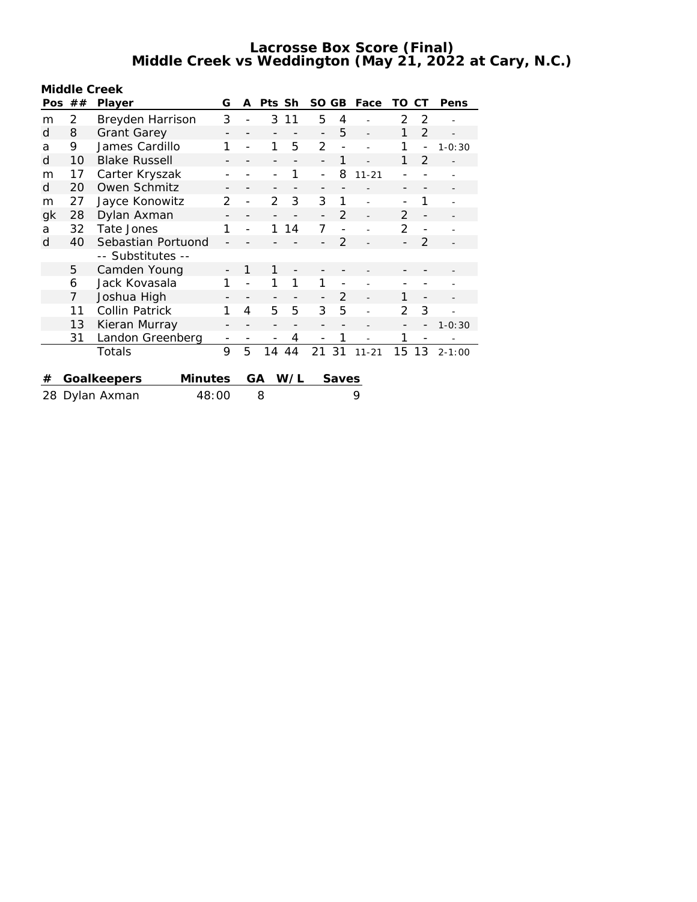# Lacrosse Box Score (Final)
## Middle Creek vs Weddington (May 21, 2022 at Cary, N.C.)

**Middle Creek**

| Pos | ## | Player | G | A | Pts | Sh | SO | GB | Face | TO | CT | Pens |
|---|---|---|---|---|---|---|---|---|---|---|---|---|
| m | 2 | Breyden Harrison | 3 | - | 3 | 11 | 5 | 4 | - | 2 | 2 | - |
| d | 8 | Grant Garey | - | - | - | - | - | 5 | - | 1 | 2 | - |
| a | 9 | James Cardillo | 1 | - | 1 | 5 | 2 | - | - | 1 | - | 1-0:30 |
| d | 10 | Blake Russell | - | - | - | - | - | 1 | - | 1 | 2 | - |
| m | 17 | Carter Kryszak | - | - | - | 1 | - | 8 | 11-21 | - | - | - |
| d | 20 | Owen Schmitz | - | - | - | - | - | - | - | - | - | - |
| m | 27 | Jayce Konowitz | 2 | - | 2 | 3 | 3 | 1 | - | - | 1 | - |
| gk | 28 | Dylan Axman | - | - | - | - | - | 2 | - | 2 | - | - |
| a | 32 | Tate Jones | 1 | - | 1 | 14 | 7 | - | - | 2 | - | - |
| d | 40 | Sebastian Portuond | - | - | - | - | - | 2 | - | - | 2 | - |
| | | -- Substitutes -- | | | | | | | | | | |
| | 5 | Camden Young | - | 1 | 1 | - | - | - | - | - | - | - |
| | 6 | Jack Kovasala | 1 | - | 1 | 1 | 1 | - | - | - | - | - |
| | 7 | Joshua High | - | - | - | - | - | 2 | - | 1 | - | - |
| | 11 | Collin Patrick | 1 | 4 | 5 | 5 | 3 | 5 | - | 2 | 3 | - |
| | 13 | Kieran Murray | - | - | - | - | - | - | - | - | - | 1-0:30 |
| | 31 | Landon Greenberg | - | - | - | 4 | - | 1 | - | 1 | - | - |
| | | Totals | 9 | 5 | 14 | 44 | 21 | 31 | 11-21 | 15 | 13 | 2-1:00 |

| # | Goalkeepers | Minutes | GA | W/L | Saves |
|---|---|---|---|---|---|
| 28 | Dylan Axman | 48:00 | 8 | | 9 |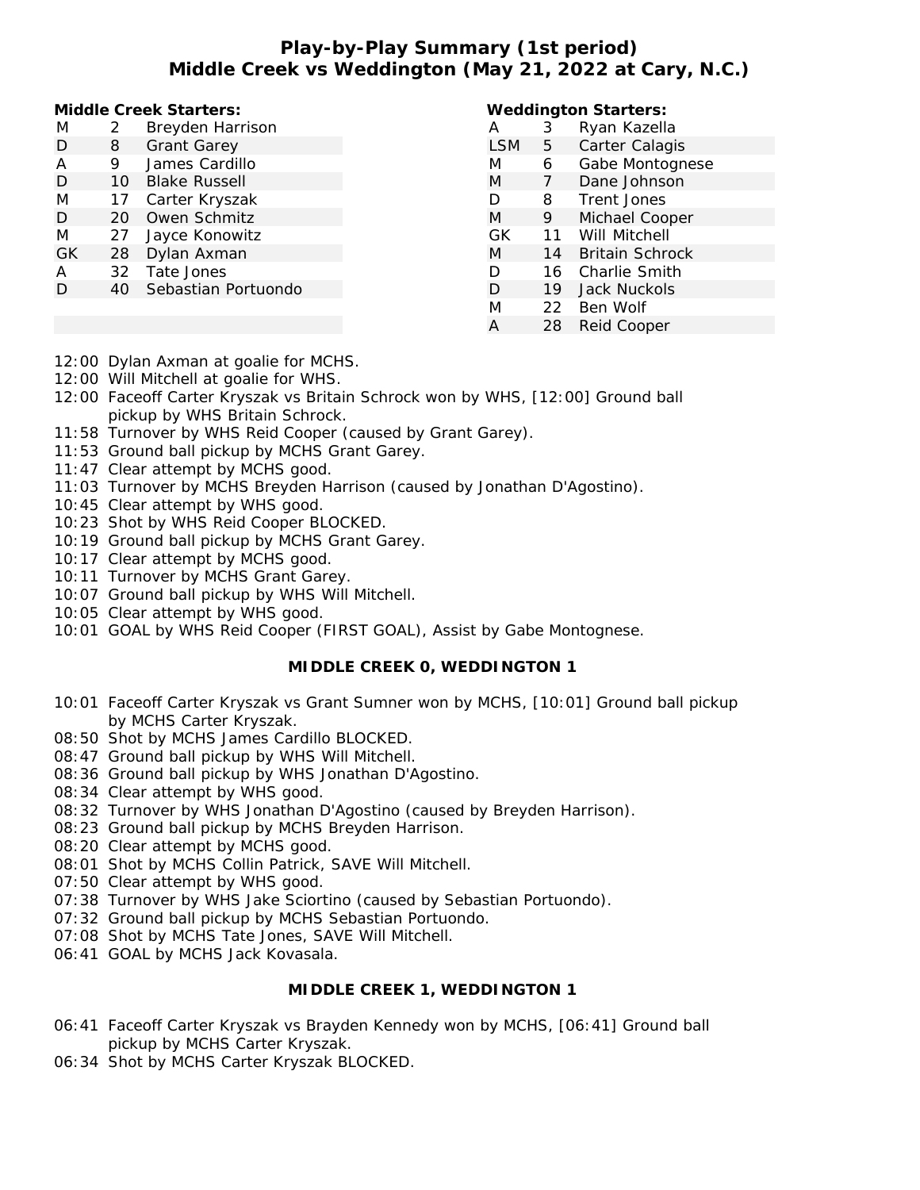# Play-by-Play Summary (1st period)
## Middle Creek vs Weddington (May 21, 2022 at Cary, N.C.)

**Middle Creek Starters:**

| | | |
|---|---|---|
| M | 2 | Breyden Harrison |
| D | 8 | Grant Garey |
| A | 9 | James Cardillo |
| D | 10 | Blake Russell |
| M | 17 | Carter Kryszak |
| D | 20 | Owen Schmitz |
| M | 27 | Jayce Konowitz |
| GK | 28 | Dylan Axman |
| A | 32 | Tate Jones |
| D | 40 | Sebastian Portuondo |

**Weddington Starters:**

| | | |
|---|---|---|
| A | 3 | Ryan Kazella |
| LSM | 5 | Carter Calagis |
| M | 6 | Gabe Montognese |
| M | 7 | Dane Johnson |
| D | 8 | Trent Jones |
| M | 9 | Michael Cooper |
| GK | 11 | Will Mitchell |
| M | 14 | Britain Schrock |
| D | 16 | Charlie Smith |
| D | 19 | Jack Nuckols |
| M | 22 | Ben Wolf |
| A | 28 | Reid Cooper |

12:00 Dylan Axman at goalie for MCHS.
12:00 Will Mitchell at goalie for WHS.
12:00 Faceoff Carter Kryszak vs Britain Schrock won by WHS, [12:00] Ground ball pickup by WHS Britain Schrock.
11:58 Turnover by WHS Reid Cooper (caused by Grant Garey).
11:53 Ground ball pickup by MCHS Grant Garey.
11:47 Clear attempt by MCHS good.
11:03 Turnover by MCHS Breyden Harrison (caused by Jonathan D'Agostino).
10:45 Clear attempt by WHS good.
10:23 Shot by WHS Reid Cooper BLOCKED.
10:19 Ground ball pickup by MCHS Grant Garey.
10:17 Clear attempt by MCHS good.
10:11 Turnover by MCHS Grant Garey.
10:07 Ground ball pickup by WHS Will Mitchell.
10:05 Clear attempt by WHS good.
10:01 GOAL by WHS Reid Cooper (FIRST GOAL), Assist by Gabe Montognese.

**MIDDLE CREEK 0, WEDDINGTON 1**

10:01 Faceoff Carter Kryszak vs Grant Sumner won by MCHS, [10:01] Ground ball pickup by MCHS Carter Kryszak.
08:50 Shot by MCHS James Cardillo BLOCKED.
08:47 Ground ball pickup by WHS Will Mitchell.
08:36 Ground ball pickup by WHS Jonathan D'Agostino.
08:34 Clear attempt by WHS good.
08:32 Turnover by WHS Jonathan D'Agostino (caused by Breyden Harrison).
08:23 Ground ball pickup by MCHS Breyden Harrison.
08:20 Clear attempt by MCHS good.
08:01 Shot by MCHS Collin Patrick, SAVE Will Mitchell.
07:50 Clear attempt by WHS good.
07:38 Turnover by WHS Jake Sciortino (caused by Sebastian Portuondo).
07:32 Ground ball pickup by MCHS Sebastian Portuondo.
07:08 Shot by MCHS Tate Jones, SAVE Will Mitchell.
06:41 GOAL by MCHS Jack Kovasala.

**MIDDLE CREEK 1, WEDDINGTON 1**

06:41 Faceoff Carter Kryszak vs Brayden Kennedy won by MCHS, [06:41] Ground ball pickup by MCHS Carter Kryszak.
06:34 Shot by MCHS Carter Kryszak BLOCKED.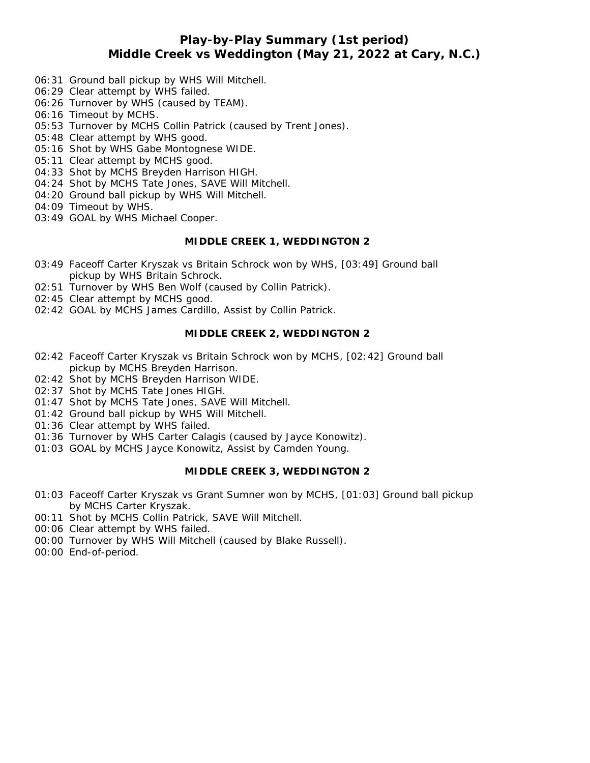## Play-by-Play Summary (1st period)
## Middle Creek vs Weddington (May 21, 2022 at Cary, N.C.)

- 06:31 Ground ball pickup by WHS Will Mitchell.
- 06:29 Clear attempt by WHS failed.
- 06:26 Turnover by WHS (caused by TEAM).
- 06:16 Timeout by MCHS.
- 05:53 Turnover by MCHS Collin Patrick (caused by Trent Jones).
- 05:48 Clear attempt by WHS good.
- 05:16 Shot by WHS Gabe Montognese WIDE.
- 05:11 Clear attempt by MCHS good.
- 04:33 Shot by MCHS Breyden Harrison HIGH.
- 04:24 Shot by MCHS Tate Jones, SAVE Will Mitchell.
- 04:20 Ground ball pickup by WHS Will Mitchell.
- 04:09 Timeout by WHS.
- 03:49 GOAL by WHS Michael Cooper.

**MIDDLE CREEK 1, WEDDINGTON 2**

- 03:49 Faceoff Carter Kryszak vs Britain Schrock won by WHS, [03:49] Ground ball pickup by WHS Britain Schrock.
- 02:51 Turnover by WHS Ben Wolf (caused by Collin Patrick).
- 02:45 Clear attempt by MCHS good.
- 02:42 GOAL by MCHS James Cardillo, Assist by Collin Patrick.

**MIDDLE CREEK 2, WEDDINGTON 2**

- 02:42 Faceoff Carter Kryszak vs Britain Schrock won by MCHS, [02:42] Ground ball pickup by MCHS Breyden Harrison.
- 02:42 Shot by MCHS Breyden Harrison WIDE.
- 02:37 Shot by MCHS Tate Jones HIGH.
- 01:47 Shot by MCHS Tate Jones, SAVE Will Mitchell.
- 01:42 Ground ball pickup by WHS Will Mitchell.
- 01:36 Clear attempt by WHS failed.
- 01:36 Turnover by WHS Carter Calagis (caused by Jayce Konowitz).
- 01:03 GOAL by MCHS Jayce Konowitz, Assist by Camden Young.

**MIDDLE CREEK 3, WEDDINGTON 2**

- 01:03 Faceoff Carter Kryszak vs Grant Sumner won by MCHS, [01:03] Ground ball pickup by MCHS Carter Kryszak.
- 00:11 Shot by MCHS Collin Patrick, SAVE Will Mitchell.
- 00:06 Clear attempt by WHS failed.
- 00:00 Turnover by WHS Will Mitchell (caused by Blake Russell).
- 00:00 End-of-period.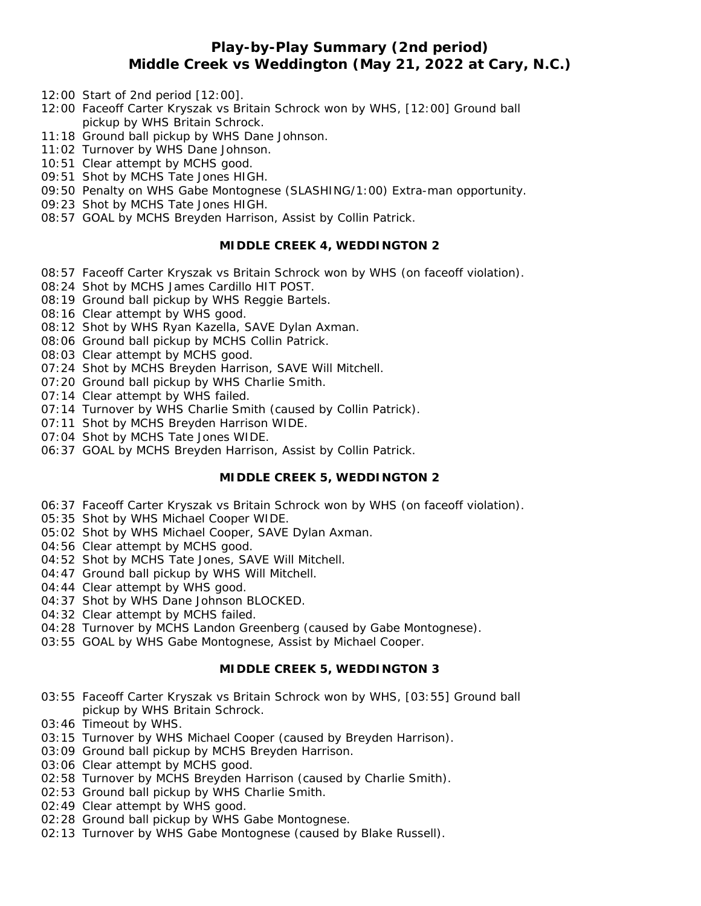## Play-by-Play Summary (2nd period)
## Middle Creek vs Weddington (May 21, 2022 at Cary, N.C.)

- 12:00 Start of 2nd period [12:00].
- 12:00 Faceoff Carter Kryszak vs Britain Schrock won by WHS, [12:00] Ground ball pickup by WHS Britain Schrock.
- 11:18 Ground ball pickup by WHS Dane Johnson.
- 11:02 Turnover by WHS Dane Johnson.
- 10:51 Clear attempt by MCHS good.
- 09:51 Shot by MCHS Tate Jones HIGH.
- 09:50 Penalty on WHS Gabe Montognese (SLASHING/1:00) Extra-man opportunity.
- 09:23 Shot by MCHS Tate Jones HIGH.
- 08:57 GOAL by MCHS Breyden Harrison, Assist by Collin Patrick.

**MIDDLE CREEK 4, WEDDINGTON 2**

- 08:57 Faceoff Carter Kryszak vs Britain Schrock won by WHS (on faceoff violation).
- 08:24 Shot by MCHS James Cardillo HIT POST.
- 08:19 Ground ball pickup by WHS Reggie Bartels.
- 08:16 Clear attempt by WHS good.
- 08:12 Shot by WHS Ryan Kazella, SAVE Dylan Axman.
- 08:06 Ground ball pickup by MCHS Collin Patrick.
- 08:03 Clear attempt by MCHS good.
- 07:24 Shot by MCHS Breyden Harrison, SAVE Will Mitchell.
- 07:20 Ground ball pickup by WHS Charlie Smith.
- 07:14 Clear attempt by WHS failed.
- 07:14 Turnover by WHS Charlie Smith (caused by Collin Patrick).
- 07:11 Shot by MCHS Breyden Harrison WIDE.
- 07:04 Shot by MCHS Tate Jones WIDE.
- 06:37 GOAL by MCHS Breyden Harrison, Assist by Collin Patrick.

**MIDDLE CREEK 5, WEDDINGTON 2**

- 06:37 Faceoff Carter Kryszak vs Britain Schrock won by WHS (on faceoff violation).
- 05:35 Shot by WHS Michael Cooper WIDE.
- 05:02 Shot by WHS Michael Cooper, SAVE Dylan Axman.
- 04:56 Clear attempt by MCHS good.
- 04:52 Shot by MCHS Tate Jones, SAVE Will Mitchell.
- 04:47 Ground ball pickup by WHS Will Mitchell.
- 04:44 Clear attempt by WHS good.
- 04:37 Shot by WHS Dane Johnson BLOCKED.
- 04:32 Clear attempt by MCHS failed.
- 04:28 Turnover by MCHS Landon Greenberg (caused by Gabe Montognese).
- 03:55 GOAL by WHS Gabe Montognese, Assist by Michael Cooper.

**MIDDLE CREEK 5, WEDDINGTON 3**

- 03:55 Faceoff Carter Kryszak vs Britain Schrock won by WHS, [03:55] Ground ball pickup by WHS Britain Schrock.
- 03:46 Timeout by WHS.
- 03:15 Turnover by WHS Michael Cooper (caused by Breyden Harrison).
- 03:09 Ground ball pickup by MCHS Breyden Harrison.
- 03:06 Clear attempt by MCHS good.
- 02:58 Turnover by MCHS Breyden Harrison (caused by Charlie Smith).
- 02:53 Ground ball pickup by WHS Charlie Smith.
- 02:49 Clear attempt by WHS good.
- 02:28 Ground ball pickup by WHS Gabe Montognese.
- 02:13 Turnover by WHS Gabe Montognese (caused by Blake Russell).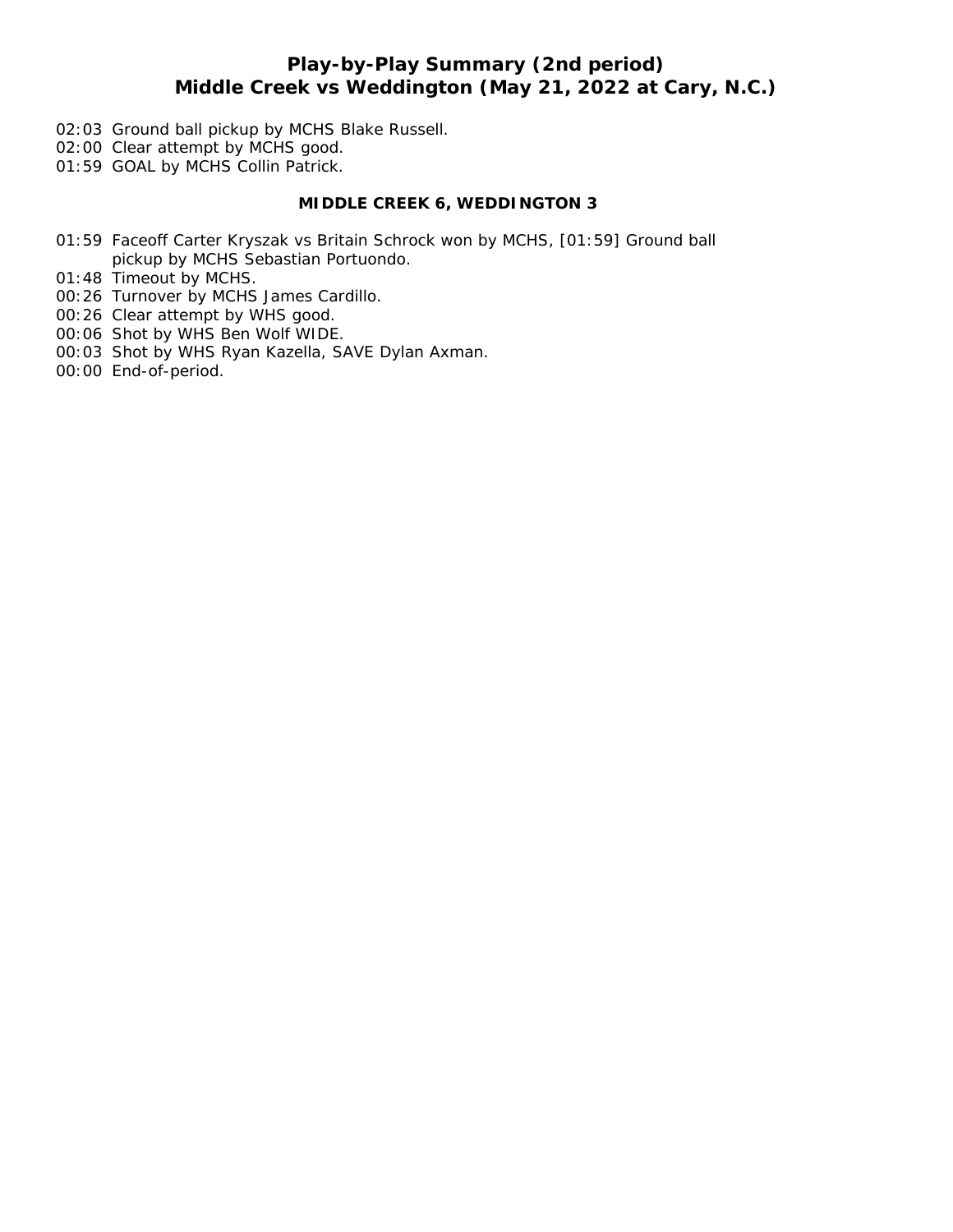# Play-by-Play Summary (2nd period)
## Middle Creek vs Weddington (May 21, 2022 at Cary, N.C.)

02:03 Ground ball pickup by MCHS Blake Russell.
02:00 Clear attempt by MCHS good.
01:59 GOAL by MCHS Collin Patrick.

**MIDDLE CREEK 6, WEDDINGTON 3**

01:59 Faceoff Carter Kryszak vs Britain Schrock won by MCHS, [01:59] Ground ball pickup by MCHS Sebastian Portuondo.
01:48 Timeout by MCHS.
00:26 Turnover by MCHS James Cardillo.
00:26 Clear attempt by WHS good.
00:06 Shot by WHS Ben Wolf WIDE.
00:03 Shot by WHS Ryan Kazella, SAVE Dylan Axman.
00:00 End-of-period.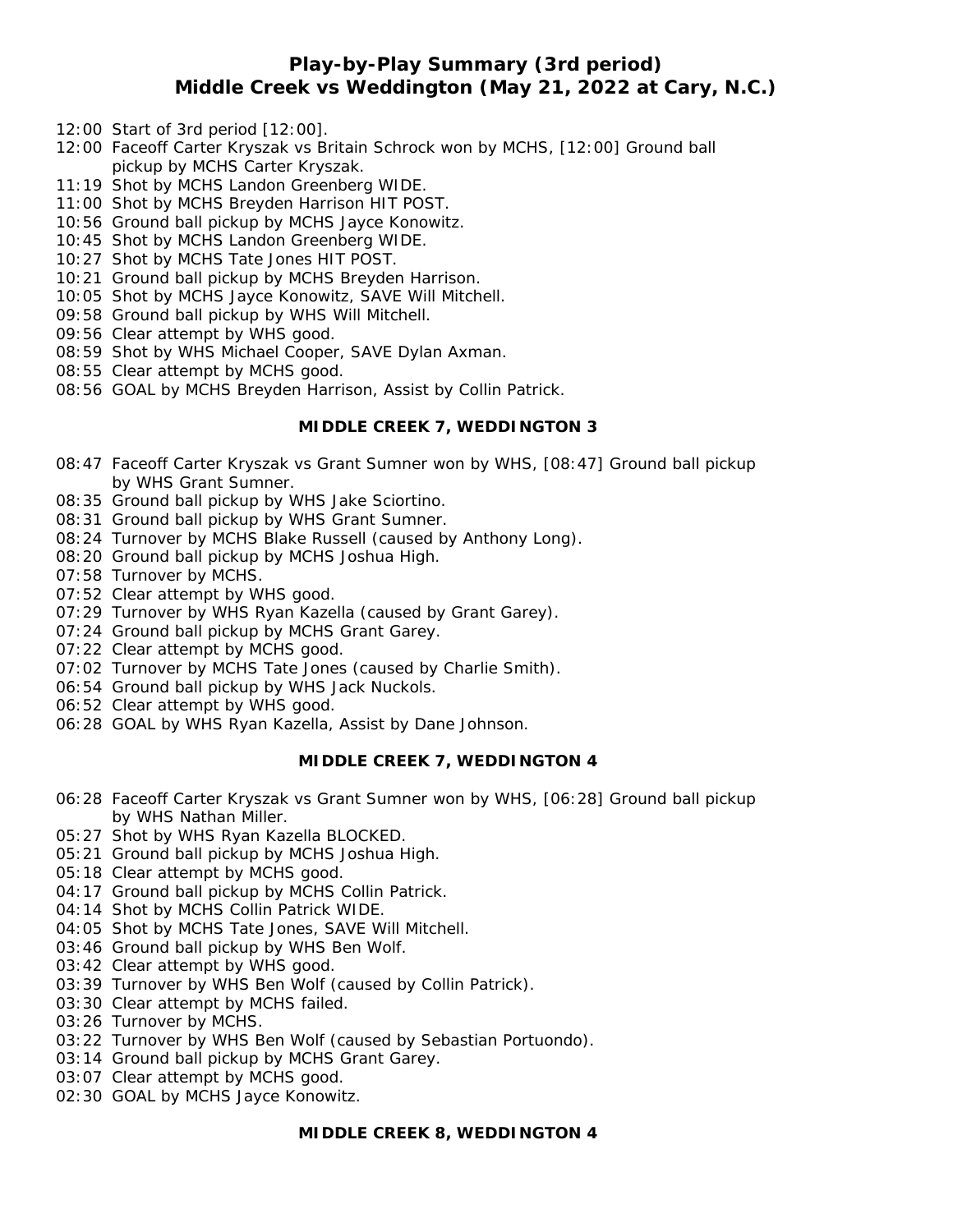# Play-by-Play Summary (3rd period)
# Middle Creek vs Weddington (May 21, 2022 at Cary, N.C.)

12:00 Start of 3rd period [12:00].
12:00 Faceoff Carter Kryszak vs Britain Schrock won by MCHS, [12:00] Ground ball pickup by MCHS Carter Kryszak.
11:19 Shot by MCHS Landon Greenberg WIDE.
11:00 Shot by MCHS Breyden Harrison HIT POST.
10:56 Ground ball pickup by MCHS Jayce Konowitz.
10:45 Shot by MCHS Landon Greenberg WIDE.
10:27 Shot by MCHS Tate Jones HIT POST.
10:21 Ground ball pickup by MCHS Breyden Harrison.
10:05 Shot by MCHS Jayce Konowitz, SAVE Will Mitchell.
09:58 Ground ball pickup by WHS Will Mitchell.
09:56 Clear attempt by WHS good.
08:59 Shot by WHS Michael Cooper, SAVE Dylan Axman.
08:55 Clear attempt by MCHS good.
08:56 GOAL by MCHS Breyden Harrison, Assist by Collin Patrick.

**MIDDLE CREEK 7, WEDDINGTON 3**

08:47 Faceoff Carter Kryszak vs Grant Sumner won by WHS, [08:47] Ground ball pickup by WHS Grant Sumner.
08:35 Ground ball pickup by WHS Jake Sciortino.
08:31 Ground ball pickup by WHS Grant Sumner.
08:24 Turnover by MCHS Blake Russell (caused by Anthony Long).
08:20 Ground ball pickup by MCHS Joshua High.
07:58 Turnover by MCHS.
07:52 Clear attempt by WHS good.
07:29 Turnover by WHS Ryan Kazella (caused by Grant Garey).
07:24 Ground ball pickup by MCHS Grant Garey.
07:22 Clear attempt by MCHS good.
07:02 Turnover by MCHS Tate Jones (caused by Charlie Smith).
06:54 Ground ball pickup by WHS Jack Nuckols.
06:52 Clear attempt by WHS good.
06:28 GOAL by WHS Ryan Kazella, Assist by Dane Johnson.

**MIDDLE CREEK 7, WEDDINGTON 4**

06:28 Faceoff Carter Kryszak vs Grant Sumner won by WHS, [06:28] Ground ball pickup by WHS Nathan Miller.
05:27 Shot by WHS Ryan Kazella BLOCKED.
05:21 Ground ball pickup by MCHS Joshua High.
05:18 Clear attempt by MCHS good.
04:17 Ground ball pickup by MCHS Collin Patrick.
04:14 Shot by MCHS Collin Patrick WIDE.
04:05 Shot by MCHS Tate Jones, SAVE Will Mitchell.
03:46 Ground ball pickup by WHS Ben Wolf.
03:42 Clear attempt by WHS good.
03:39 Turnover by WHS Ben Wolf (caused by Collin Patrick).
03:30 Clear attempt by MCHS failed.
03:26 Turnover by MCHS.
03:22 Turnover by WHS Ben Wolf (caused by Sebastian Portuondo).
03:14 Ground ball pickup by MCHS Grant Garey.
03:07 Clear attempt by MCHS good.
02:30 GOAL by MCHS Jayce Konowitz.

**MIDDLE CREEK 8, WEDDINGTON 4**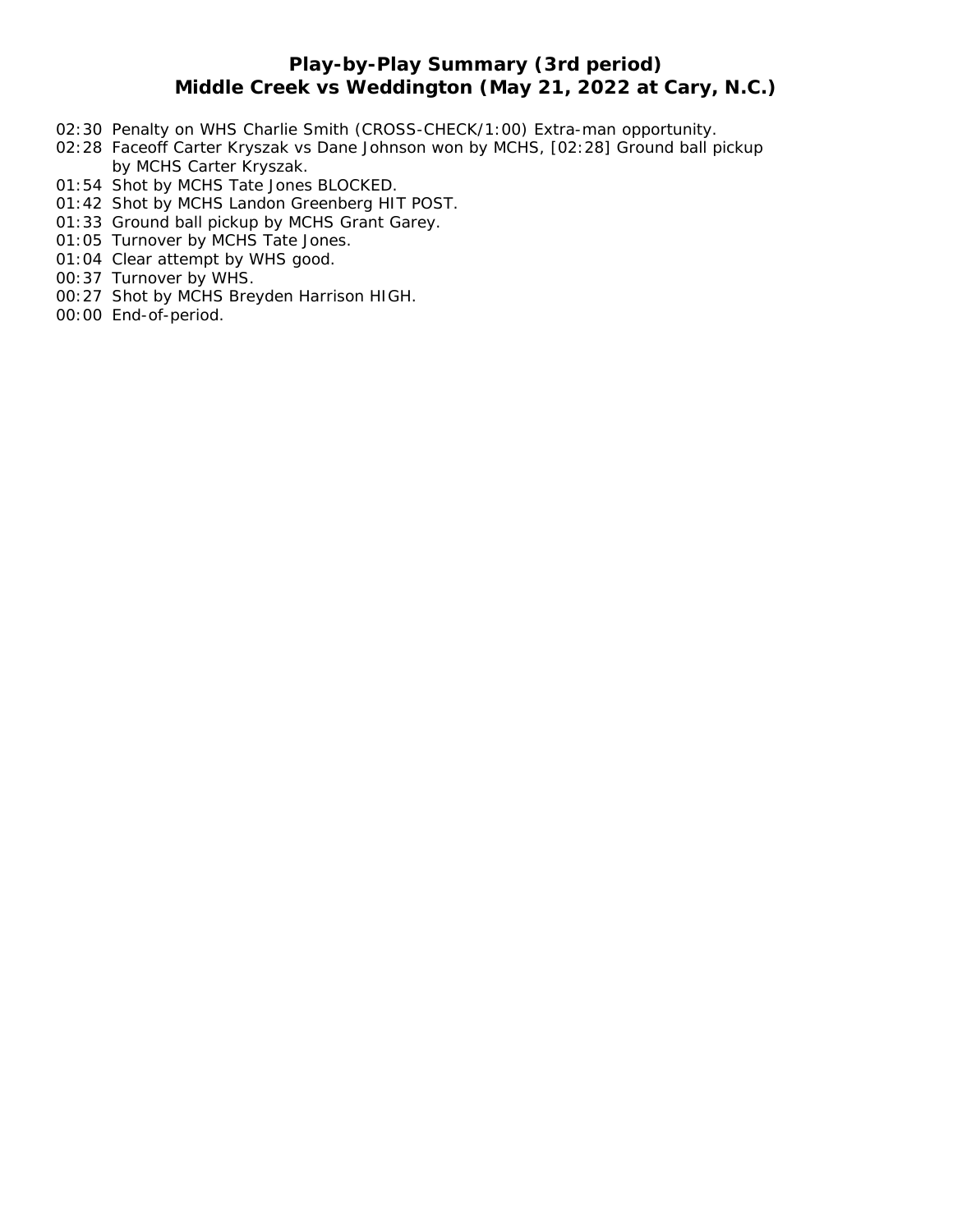## Play-by-Play Summary (3rd period)
## Middle Creek vs Weddington (May 21, 2022 at Cary, N.C.)

02:30 Penalty on WHS Charlie Smith (CROSS-CHECK/1:00) Extra-man opportunity.
02:28 Faceoff Carter Kryszak vs Dane Johnson won by MCHS, [02:28] Ground ball pickup by MCHS Carter Kryszak.
01:54 Shot by MCHS Tate Jones BLOCKED.
01:42 Shot by MCHS Landon Greenberg HIT POST.
01:33 Ground ball pickup by MCHS Grant Garey.
01:05 Turnover by MCHS Tate Jones.
01:04 Clear attempt by WHS good.
00:37 Turnover by WHS.
00:27 Shot by MCHS Breyden Harrison HIGH.
00:00 End-of-period.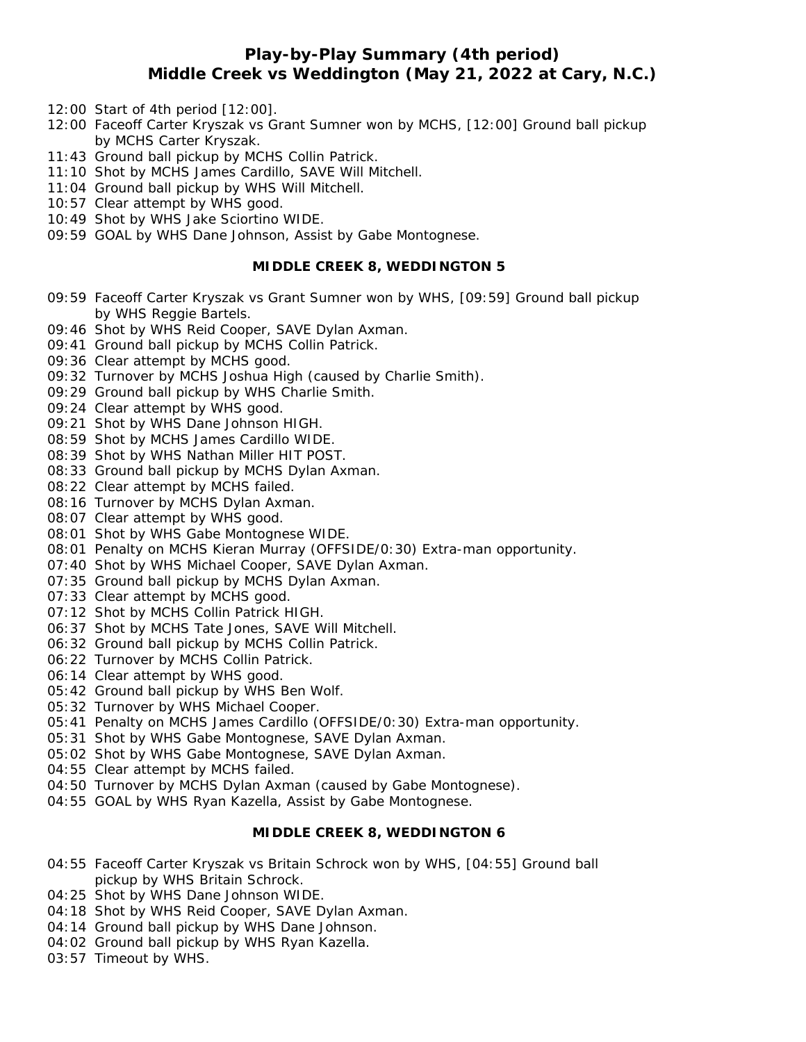# Play-by-Play Summary (4th period)
## Middle Creek vs Weddington (May 21, 2022 at Cary, N.C.)

- 12:00 Start of 4th period [12:00].
- 12:00 Faceoff Carter Kryszak vs Grant Sumner won by MCHS, [12:00] Ground ball pickup by MCHS Carter Kryszak.
- 11:43 Ground ball pickup by MCHS Collin Patrick.
- 11:10 Shot by MCHS James Cardillo, SAVE Will Mitchell.
- 11:04 Ground ball pickup by WHS Will Mitchell.
- 10:57 Clear attempt by WHS good.
- 10:49 Shot by WHS Jake Sciortino WIDE.
- 09:59 GOAL by WHS Dane Johnson, Assist by Gabe Montognese.

**MIDDLE CREEK 8, WEDDINGTON 5**

- 09:59 Faceoff Carter Kryszak vs Grant Sumner won by WHS, [09:59] Ground ball pickup by WHS Reggie Bartels.
- 09:46 Shot by WHS Reid Cooper, SAVE Dylan Axman.
- 09:41 Ground ball pickup by MCHS Collin Patrick.
- 09:36 Clear attempt by MCHS good.
- 09:32 Turnover by MCHS Joshua High (caused by Charlie Smith).
- 09:29 Ground ball pickup by WHS Charlie Smith.
- 09:24 Clear attempt by WHS good.
- 09:21 Shot by WHS Dane Johnson HIGH.
- 08:59 Shot by MCHS James Cardillo WIDE.
- 08:39 Shot by WHS Nathan Miller HIT POST.
- 08:33 Ground ball pickup by MCHS Dylan Axman.
- 08:22 Clear attempt by MCHS failed.
- 08:16 Turnover by MCHS Dylan Axman.
- 08:07 Clear attempt by WHS good.
- 08:01 Shot by WHS Gabe Montognese WIDE.
- 08:01 Penalty on MCHS Kieran Murray (OFFSIDE/0:30) Extra-man opportunity.
- 07:40 Shot by WHS Michael Cooper, SAVE Dylan Axman.
- 07:35 Ground ball pickup by MCHS Dylan Axman.
- 07:33 Clear attempt by MCHS good.
- 07:12 Shot by MCHS Collin Patrick HIGH.
- 06:37 Shot by MCHS Tate Jones, SAVE Will Mitchell.
- 06:32 Ground ball pickup by MCHS Collin Patrick.
- 06:22 Turnover by MCHS Collin Patrick.
- 06:14 Clear attempt by WHS good.
- 05:42 Ground ball pickup by WHS Ben Wolf.
- 05:32 Turnover by WHS Michael Cooper.
- 05:41 Penalty on MCHS James Cardillo (OFFSIDE/0:30) Extra-man opportunity.
- 05:31 Shot by WHS Gabe Montognese, SAVE Dylan Axman.
- 05:02 Shot by WHS Gabe Montognese, SAVE Dylan Axman.
- 04:55 Clear attempt by MCHS failed.
- 04:50 Turnover by MCHS Dylan Axman (caused by Gabe Montognese).
- 04:55 GOAL by WHS Ryan Kazella, Assist by Gabe Montognese.

**MIDDLE CREEK 8, WEDDINGTON 6**

- 04:55 Faceoff Carter Kryszak vs Britain Schrock won by WHS, [04:55] Ground ball pickup by WHS Britain Schrock.
- 04:25 Shot by WHS Dane Johnson WIDE.
- 04:18 Shot by WHS Reid Cooper, SAVE Dylan Axman.
- 04:14 Ground ball pickup by WHS Dane Johnson.
- 04:02 Ground ball pickup by WHS Ryan Kazella.
- 03:57 Timeout by WHS.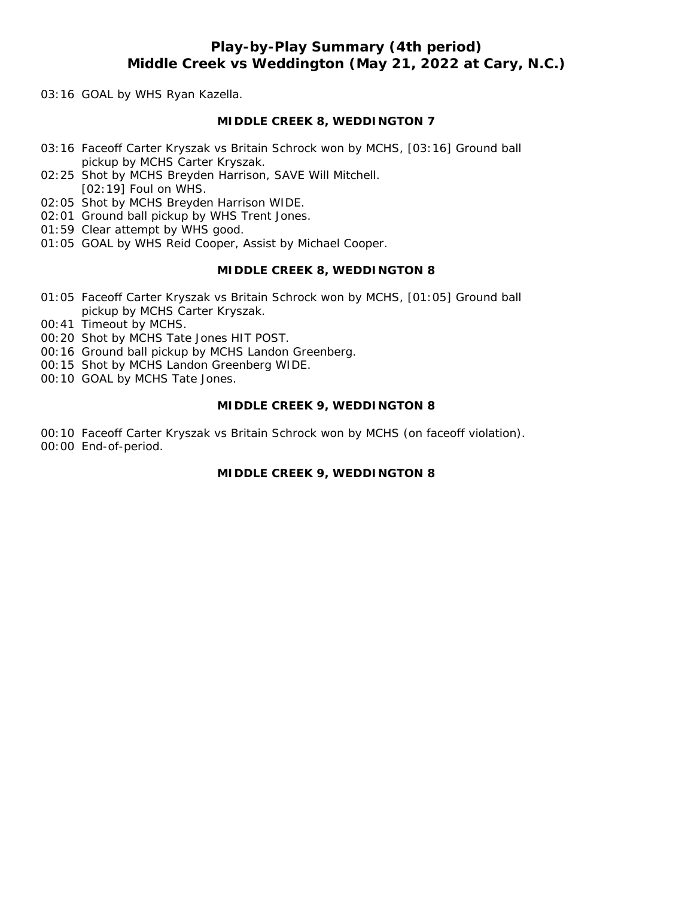## Play-by-Play Summary (4th period)
## Middle Creek vs Weddington (May 21, 2022 at Cary, N.C.)

03:16 GOAL by WHS Ryan Kazella.

**MIDDLE CREEK 8, WEDDINGTON 7**

03:16 Faceoff Carter Kryszak vs Britain Schrock won by MCHS, [03:16] Ground ball pickup by MCHS Carter Kryszak.
02:25 Shot by MCHS Breyden Harrison, SAVE Will Mitchell.
[02:19] Foul on WHS.
02:05 Shot by MCHS Breyden Harrison WIDE.
02:01 Ground ball pickup by WHS Trent Jones.
01:59 Clear attempt by WHS good.
01:05 GOAL by WHS Reid Cooper, Assist by Michael Cooper.

**MIDDLE CREEK 8, WEDDINGTON 8**

01:05 Faceoff Carter Kryszak vs Britain Schrock won by MCHS, [01:05] Ground ball pickup by MCHS Carter Kryszak.
00:41 Timeout by MCHS.
00:20 Shot by MCHS Tate Jones HIT POST.
00:16 Ground ball pickup by MCHS Landon Greenberg.
00:15 Shot by MCHS Landon Greenberg WIDE.
00:10 GOAL by MCHS Tate Jones.

**MIDDLE CREEK 9, WEDDINGTON 8**

00:10 Faceoff Carter Kryszak vs Britain Schrock won by MCHS (on faceoff violation).
00:00 End-of-period.

**MIDDLE CREEK 9, WEDDINGTON 8**